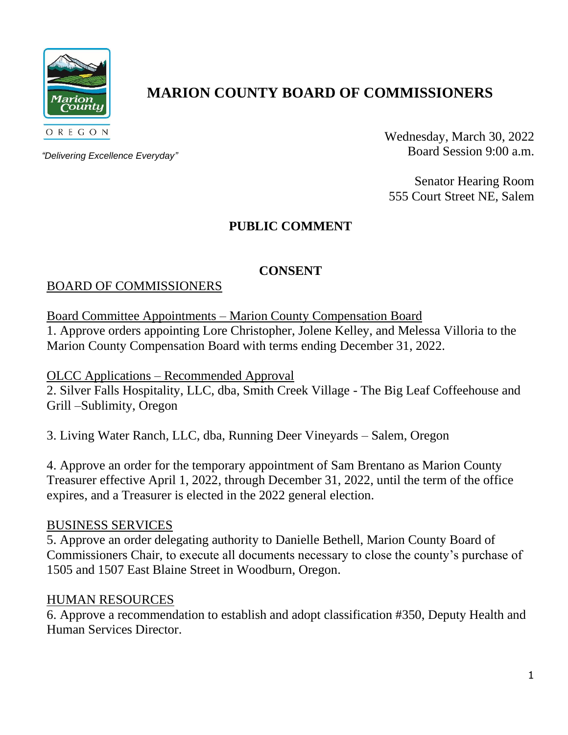# MARION COUNTY BOARD OF COMMISSIONERS

OREGON

*"Delivering Excellence Everyday"*

Wednesday, March 30, 2022
Board Session 9:00 a.m.

Senator Hearing Room
555 Court Street NE, Salem

## PUBLIC COMMENT

## CONSENT

BOARD OF COMMISSIONERS

Board Committee Appointments – Marion County Compensation Board

1. Approve orders appointing Lore Christopher, Jolene Kelley, and Melessa Villoria to the Marion County Compensation Board with terms ending December 31, 2022.

OLCC Applications – Recommended Approval

2. Silver Falls Hospitality, LLC, dba, Smith Creek Village - The Big Leaf Coffeehouse and Grill –Sublimity, Oregon

3. Living Water Ranch, LLC, dba, Running Deer Vineyards – Salem, Oregon

4. Approve an order for the temporary appointment of Sam Brentano as Marion County Treasurer effective April 1, 2022, through December 31, 2022, until the term of the office expires, and a Treasurer is elected in the 2022 general election.

BUSINESS SERVICES

5. Approve an order delegating authority to Danielle Bethell, Marion County Board of Commissioners Chair, to execute all documents necessary to close the county's purchase of 1505 and 1507 East Blaine Street in Woodburn, Oregon.

HUMAN RESOURCES

6. Approve a recommendation to establish and adopt classification #350, Deputy Health and Human Services Director.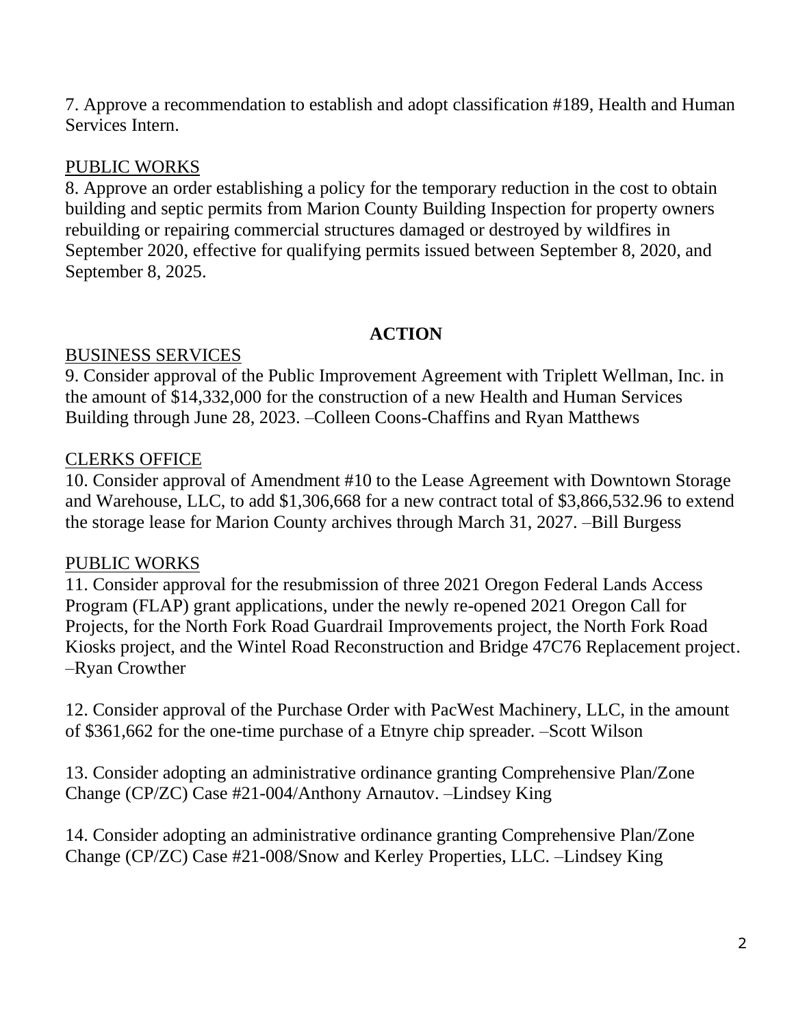7. Approve a recommendation to establish and adopt classification #189, Health and Human Services Intern.

<u>PUBLIC WORKS</u>

8. Approve an order establishing a policy for the temporary reduction in the cost to obtain building and septic permits from Marion County Building Inspection for property owners rebuilding or repairing commercial structures damaged or destroyed by wildfires in September 2020, effective for qualifying permits issued between September 8, 2020, and September 8, 2025.

**ACTION**

<u>BUSINESS SERVICES</u>

9. Consider approval of the Public Improvement Agreement with Triplett Wellman, Inc. in the amount of $14,332,000 for the construction of a new Health and Human Services Building through June 28, 2023. –Colleen Coons-Chaffins and Ryan Matthews

<u>CLERKS OFFICE</u>

10. Consider approval of Amendment #10 to the Lease Agreement with Downtown Storage and Warehouse, LLC, to add $1,306,668 for a new contract total of $3,866,532.96 to extend the storage lease for Marion County archives through March 31, 2027. –Bill Burgess

<u>PUBLIC WORKS</u>

11. Consider approval for the resubmission of three 2021 Oregon Federal Lands Access Program (FLAP) grant applications, under the newly re-opened 2021 Oregon Call for Projects, for the North Fork Road Guardrail Improvements project, the North Fork Road Kiosks project, and the Wintel Road Reconstruction and Bridge 47C76 Replacement project. –Ryan Crowther

12. Consider approval of the Purchase Order with PacWest Machinery, LLC, in the amount of $361,662 for the one-time purchase of a Etnyre chip spreader. –Scott Wilson

13. Consider adopting an administrative ordinance granting Comprehensive Plan/Zone Change (CP/ZC) Case #21-004/Anthony Arnautov. –Lindsey King

14. Consider adopting an administrative ordinance granting Comprehensive Plan/Zone Change (CP/ZC) Case #21-008/Snow and Kerley Properties, LLC. –Lindsey King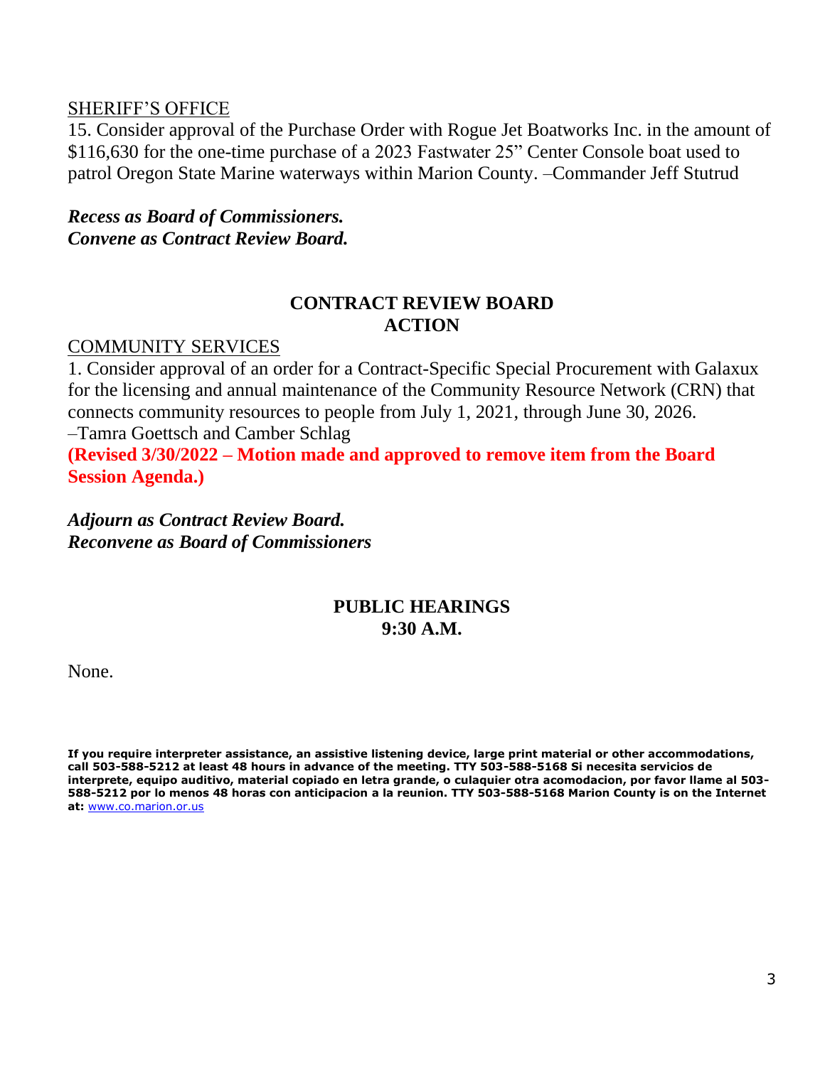SHERIFF'S OFFICE

15. Consider approval of the Purchase Order with Rogue Jet Boatworks Inc. in the amount of $116,630 for the one-time purchase of a 2023 Fastwater 25" Center Console boat used to patrol Oregon State Marine waterways within Marion County. –Commander Jeff Stutrud

***Recess as Board of Commissioners.***
***Convene as Contract Review Board.***

## CONTRACT REVIEW BOARD ACTION

COMMUNITY SERVICES

1. Consider approval of an order for a Contract-Specific Special Procurement with Galaxux for the licensing and annual maintenance of the Community Resource Network (CRN) that connects community resources to people from July 1, 2021, through June 30, 2026. –Tamra Goettsch and Camber Schlag

**(Revised 3/30/2022 – Motion made and approved to remove item from the Board Session Agenda.)**

***Adjourn as Contract Review Board.***
***Reconvene as Board of Commissioners***

## PUBLIC HEARINGS 9:30 A.M.

None.

**If you require interpreter assistance, an assistive listening device, large print material or other accommodations, call 503-588-5212 at least 48 hours in advance of the meeting. TTY 503-588-5168 Si necesita servicios de interprete, equipo auditivo, material copiado en letra grande, o culaquier otra acomodacion, por favor llame al 503-588-5212 por lo menos 48 horas con anticipacion a la reunion. TTY 503-588-5168 Marion County is on the Internet at:** www.co.marion.or.us